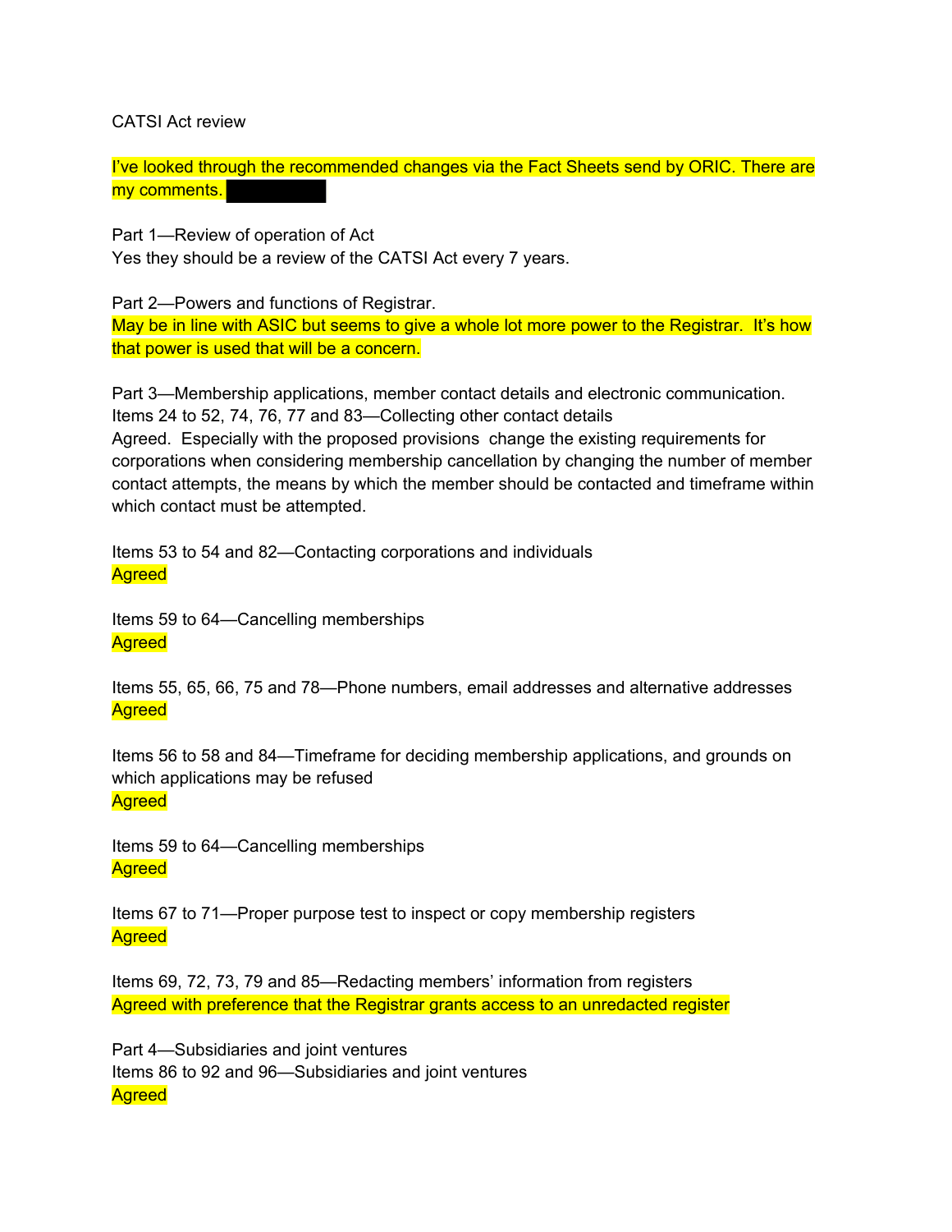CATSI Act review

I've looked through the recommended changes via the Fact Sheets send by ORIC. There are my comments.

Part 1—Review of operation of Act
Yes they should be a review of the CATSI Act every 7 years.

Part 2—Powers and functions of Registrar.
May be in line with ASIC but seems to give a whole lot more power to the Registrar. It's how that power is used that will be a concern.

Part 3—Membership applications, member contact details and electronic communication.
Items 24 to 52, 74, 76, 77 and 83—Collecting other contact details
Agreed. Especially with the proposed provisions change the existing requirements for corporations when considering membership cancellation by changing the number of member contact attempts, the means by which the member should be contacted and timeframe within which contact must be attempted.

Items 53 to 54 and 82—Contacting corporations and individuals
Agreed

Items 59 to 64—Cancelling memberships
Agreed

Items 55, 65, 66, 75 and 78—Phone numbers, email addresses and alternative addresses
Agreed

Items 56 to 58 and 84—Timeframe for deciding membership applications, and grounds on which applications may be refused
Agreed

Items 59 to 64—Cancelling memberships
Agreed

Items 67 to 71—Proper purpose test to inspect or copy membership registers
Agreed

Items 69, 72, 73, 79 and 85—Redacting members' information from registers
Agreed with preference that the Registrar grants access to an unredacted register

Part 4—Subsidiaries and joint ventures
Items 86 to 92 and 96—Subsidiaries and joint ventures
Agreed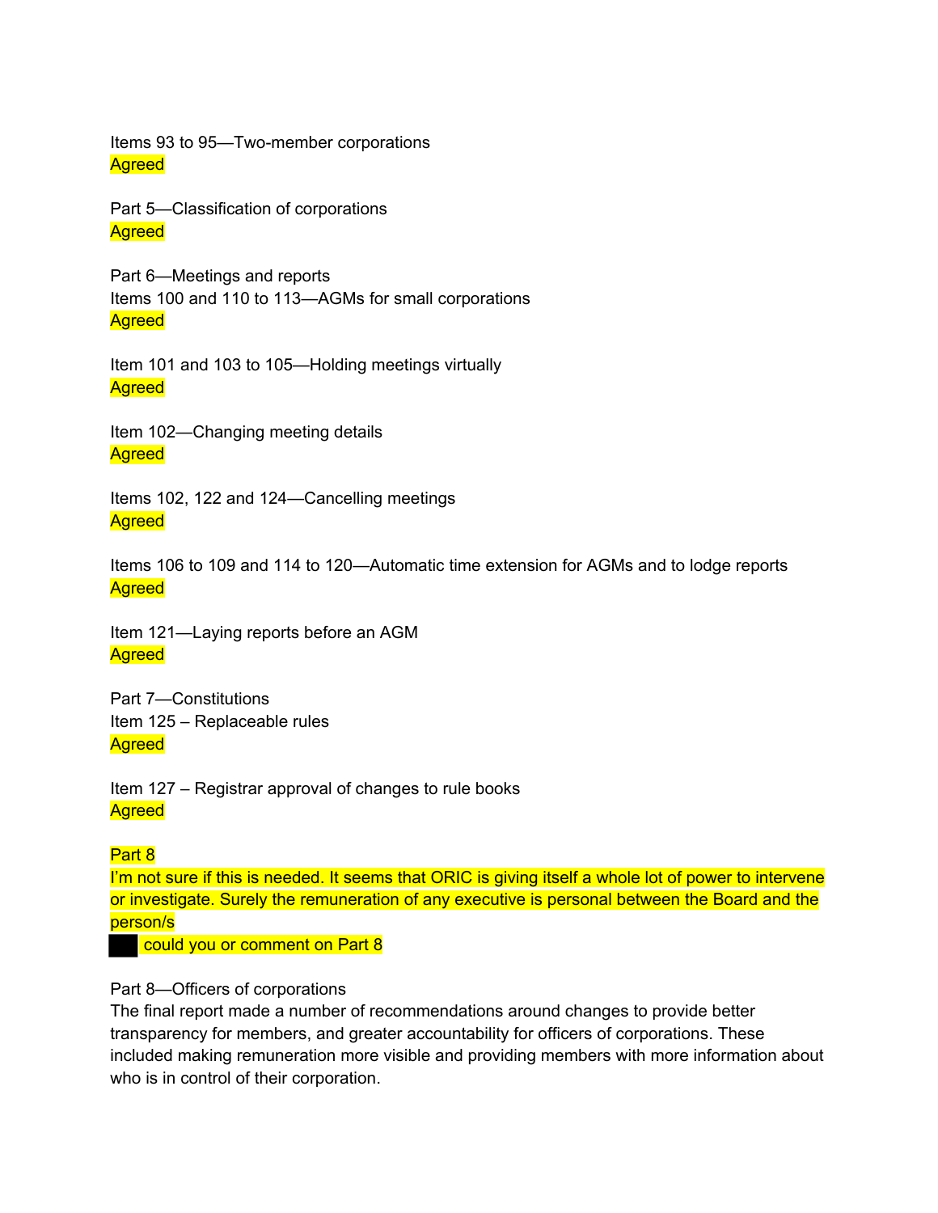Items 93 to 95—Two-member corporations
Agreed

Part 5—Classification of corporations
Agreed

Part 6—Meetings and reports
Items 100 and 110 to 113—AGMs for small corporations
Agreed

Item 101 and 103 to 105—Holding meetings virtually
Agreed

Item 102—Changing meeting details
Agreed

Items 102, 122 and 124—Cancelling meetings
Agreed

Items 106 to 109 and 114 to 120—Automatic time extension for AGMs and to lodge reports
Agreed

Item 121—Laying reports before an AGM
Agreed

Part 7—Constitutions
Item 125 – Replaceable rules
Agreed

Item 127 – Registrar approval of changes to rule books
Agreed

Part 8
I'm not sure if this is needed. It seems that ORIC is giving itself a whole lot of power to intervene or investigate. Surely the remuneration of any executive is personal between the Board and the person/s
█ could you or comment on Part 8

Part 8—Officers of corporations
The final report made a number of recommendations around changes to provide better transparency for members, and greater accountability for officers of corporations. These included making remuneration more visible and providing members with more information about who is in control of their corporation.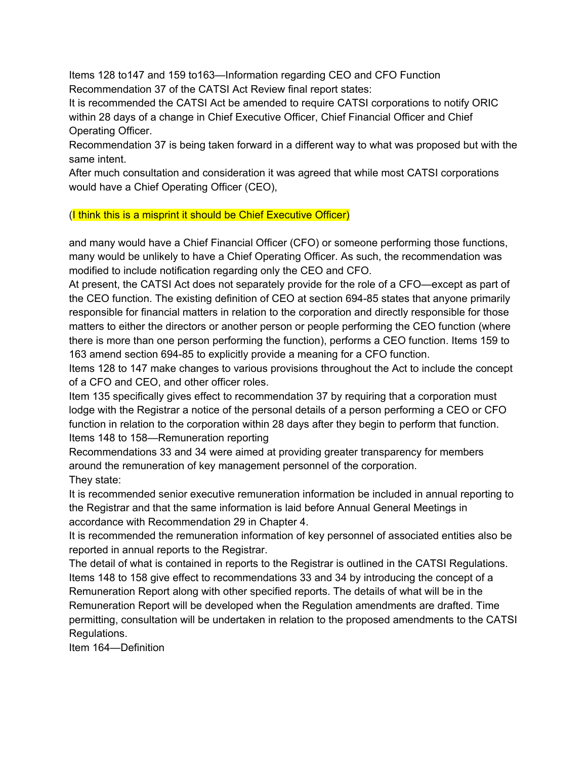Items 128 to147 and 159 to163—Information regarding CEO and CFO Function

Recommendation 37 of the CATSI Act Review final report states:

It is recommended the CATSI Act be amended to require CATSI corporations to notify ORIC within 28 days of a change in Chief Executive Officer, Chief Financial Officer and Chief Operating Officer.

Recommendation 37 is being taken forward in a different way to what was proposed but with the same intent.

After much consultation and consideration it was agreed that while most CATSI corporations would have a Chief Operating Officer (CEO),

(I think this is a misprint it should be Chief Executive Officer)

and many would have a Chief Financial Officer (CFO) or someone performing those functions, many would be unlikely to have a Chief Operating Officer. As such, the recommendation was modified to include notification regarding only the CEO and CFO.

At present, the CATSI Act does not separately provide for the role of a CFO—except as part of the CEO function. The existing definition of CEO at section 694-85 states that anyone primarily responsible for financial matters in relation to the corporation and directly responsible for those matters to either the directors or another person or people performing the CEO function (where there is more than one person performing the function), performs a CEO function. Items 159 to 163 amend section 694-85 to explicitly provide a meaning for a CFO function.

Items 128 to 147 make changes to various provisions throughout the Act to include the concept of a CFO and CEO, and other officer roles.

Item 135 specifically gives effect to recommendation 37 by requiring that a corporation must lodge with the Registrar a notice of the personal details of a person performing a CEO or CFO function in relation to the corporation within 28 days after they begin to perform that function.

Items 148 to 158—Remuneration reporting

Recommendations 33 and 34 were aimed at providing greater transparency for members around the remuneration of key management personnel of the corporation.

They state:

It is recommended senior executive remuneration information be included in annual reporting to the Registrar and that the same information is laid before Annual General Meetings in accordance with Recommendation 29 in Chapter 4.

It is recommended the remuneration information of key personnel of associated entities also be reported in annual reports to the Registrar.

The detail of what is contained in reports to the Registrar is outlined in the CATSI Regulations. Items 148 to 158 give effect to recommendations 33 and 34 by introducing the concept of a Remuneration Report along with other specified reports. The details of what will be in the Remuneration Report will be developed when the Regulation amendments are drafted. Time permitting, consultation will be undertaken in relation to the proposed amendments to the CATSI Regulations.

Item 164—Definition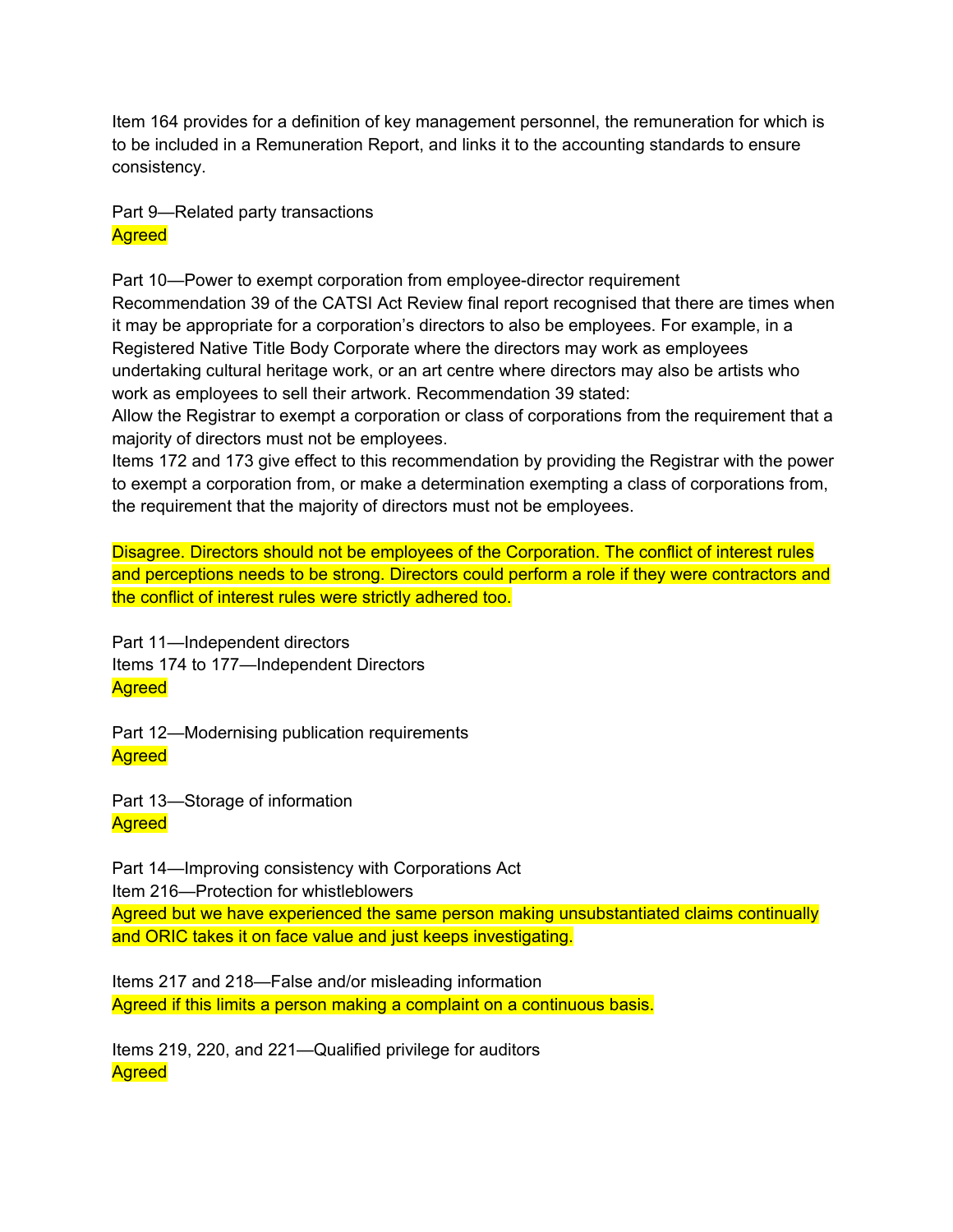Item 164 provides for a definition of key management personnel, the remuneration for which is to be included in a Remuneration Report, and links it to the accounting standards to ensure consistency.

Part 9—Related party transactions
Agreed

Part 10—Power to exempt corporation from employee-director requirement
Recommendation 39 of the CATSI Act Review final report recognised that there are times when it may be appropriate for a corporation's directors to also be employees. For example, in a Registered Native Title Body Corporate where the directors may work as employees undertaking cultural heritage work, or an art centre where directors may also be artists who work as employees to sell their artwork. Recommendation 39 stated:
Allow the Registrar to exempt a corporation or class of corporations from the requirement that a majority of directors must not be employees.
Items 172 and 173 give effect to this recommendation by providing the Registrar with the power to exempt a corporation from, or make a determination exempting a class of corporations from, the requirement that the majority of directors must not be employees.

Disagree. Directors should not be employees of the Corporation. The conflict of interest rules and perceptions needs to be strong. Directors could perform a role if they were contractors and the conflict of interest rules were strictly adhered too.

Part 11—Independent directors
Items 174 to 177—Independent Directors
Agreed

Part 12—Modernising publication requirements
Agreed

Part 13—Storage of information
Agreed

Part 14—Improving consistency with Corporations Act
Item 216—Protection for whistleblowers
Agreed but we have experienced the same person making unsubstantiated claims continually and ORIC takes it on face value and just keeps investigating.

Items 217 and 218—False and/or misleading information
Agreed if this limits a person making a complaint on a continuous basis.

Items 219, 220, and 221—Qualified privilege for auditors
Agreed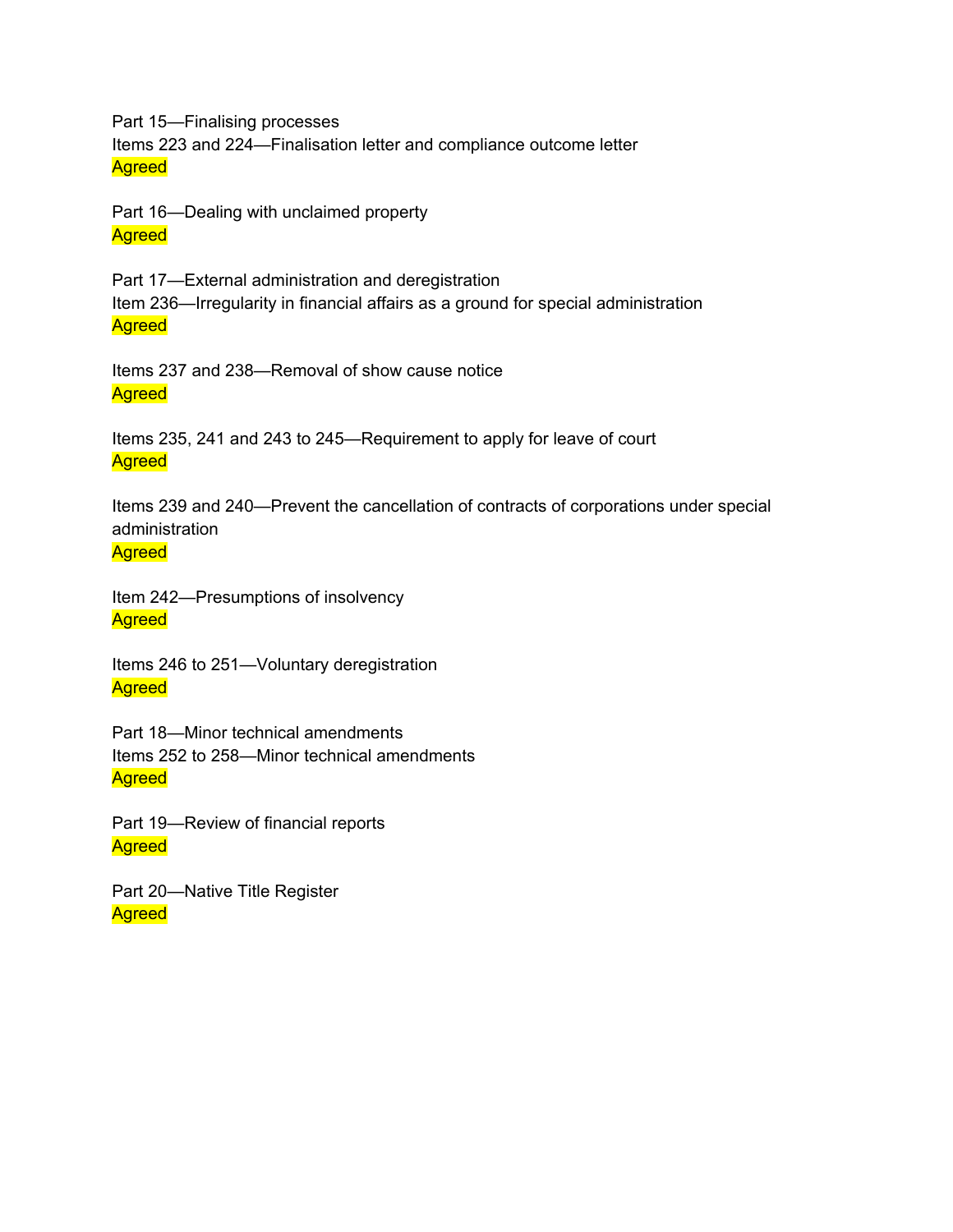Part 15—Finalising processes
Items 223 and 224—Finalisation letter and compliance outcome letter
Agreed

Part 16—Dealing with unclaimed property
Agreed

Part 17—External administration and deregistration
Item 236—Irregularity in financial affairs as a ground for special administration
Agreed

Items 237 and 238—Removal of show cause notice
Agreed

Items 235, 241 and 243 to 245—Requirement to apply for leave of court
Agreed

Items 239 and 240—Prevent the cancellation of contracts of corporations under special administration
Agreed

Item 242—Presumptions of insolvency
Agreed

Items 246 to 251—Voluntary deregistration
Agreed

Part 18—Minor technical amendments
Items 252 to 258—Minor technical amendments
Agreed

Part 19—Review of financial reports
Agreed

Part 20—Native Title Register
Agreed